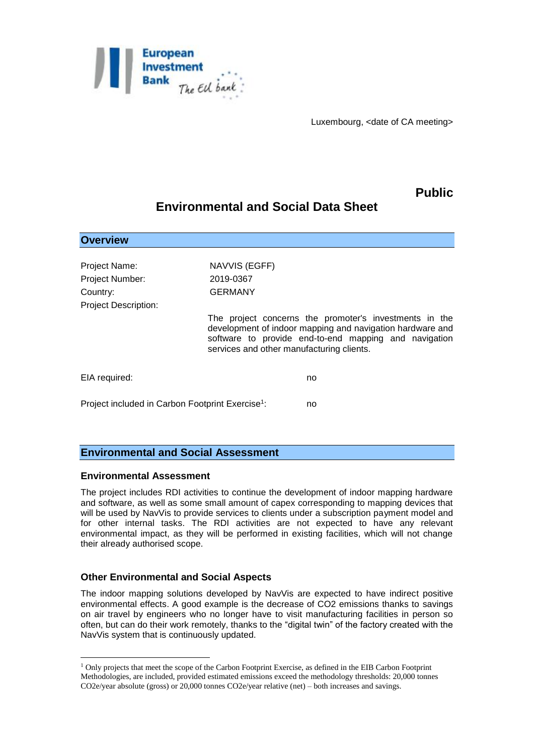Luxembourg, <date of CA meeting>

**Public**

# Environmental and Social Data Sheet

## Overview

Project Name: NAVVIS (EGFF)

Project Number: 2019-0367

Country: GERMANY

Project Description: The project concerns the promoter's investments in the development of indoor mapping and navigation hardware and software to provide end-to-end mapping and navigation services and other manufacturing clients.

EIA required: no

Project included in Carbon Footprint Exercise[1]: no

## Environmental and Social Assessment

### Environmental Assessment

The project includes RDI activities to continue the development of indoor mapping hardware and software, as well as some small amount of capex corresponding to mapping devices that will be used by NavVis to provide services to clients under a subscription payment model and for other internal tasks. The RDI activities are not expected to have any relevant environmental impact, as they will be performed in existing facilities, which will not change their already authorised scope.

### Other Environmental and Social Aspects

The indoor mapping solutions developed by NavVis are expected to have indirect positive environmental effects. A good example is the decrease of $CO_2$ emissions thanks to savings on air travel by engineers who no longer have to visit manufacturing facilities in person so often, but can do their work remotely, thanks to the "digital twin" of the factory created with the NavVis system that is continuously updated.

[1] Only projects that meet the scope of the Carbon Footprint Exercise, as defined in the EIB Carbon Footprint Methodologies, are included, provided estimated emissions exceed the methodology thresholds: 20,000 tonnes $CO_2e$/year absolute (gross) or 20,000 tonnes $CO_2e$/year relative (net) – both increases and savings.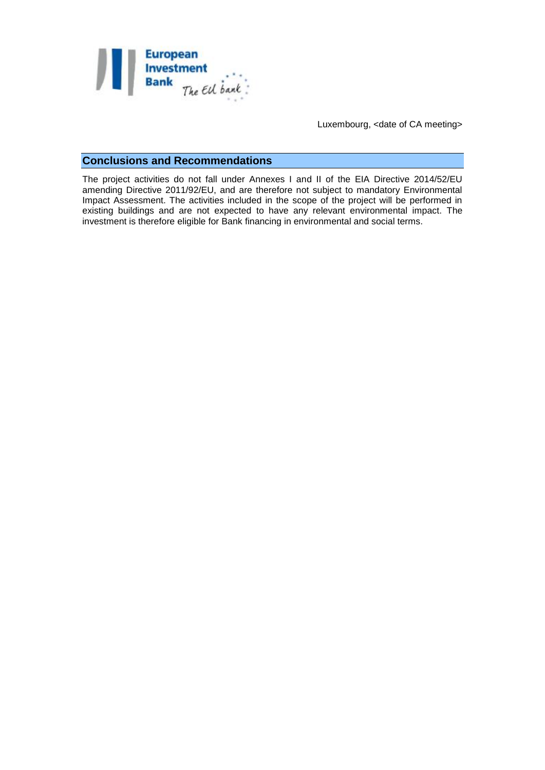Luxembourg, <date of CA meeting>

## Conclusions and Recommendations

The project activities do not fall under Annexes I and II of the EIA Directive 2014/52/EU amending Directive 2011/92/EU, and are therefore not subject to mandatory Environmental Impact Assessment. The activities included in the scope of the project will be performed in existing buildings and are not expected to have any relevant environmental impact. The investment is therefore eligible for Bank financing in environmental and social terms.